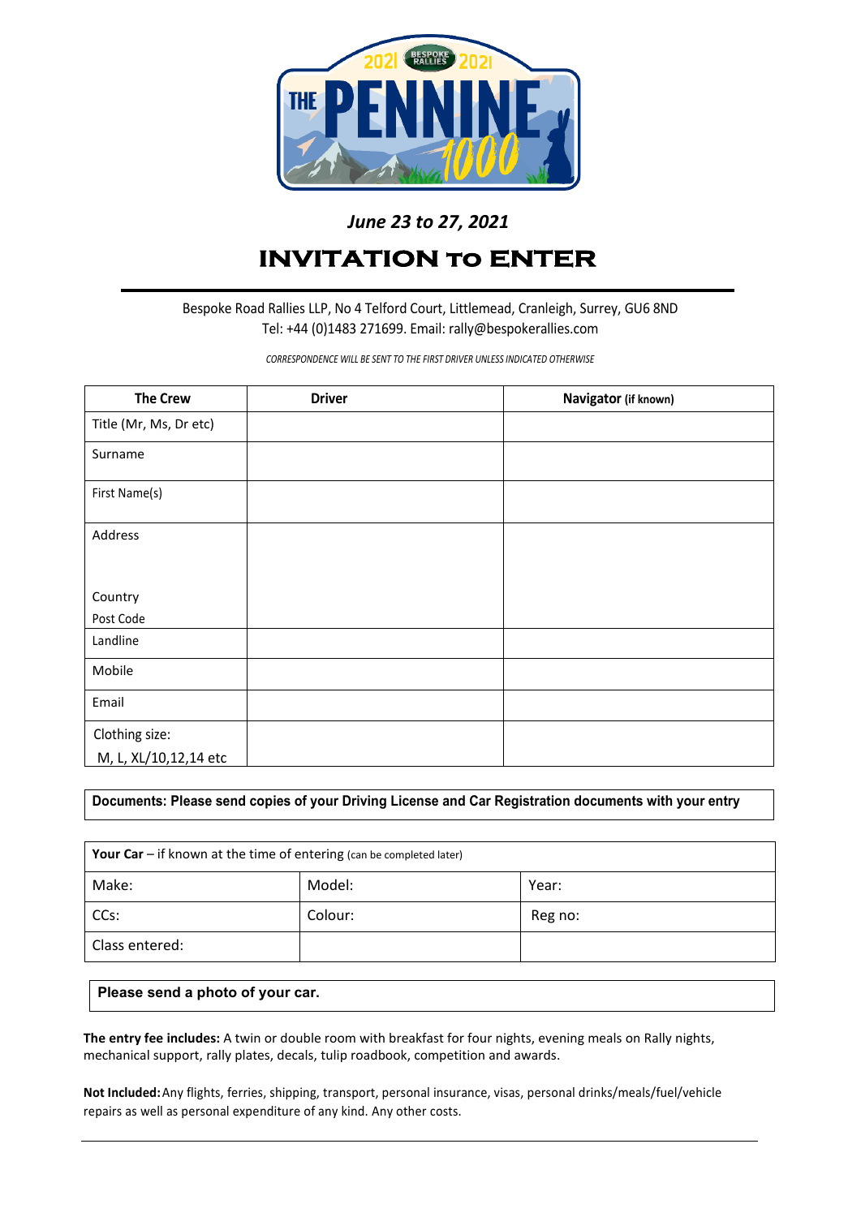2021 BESPOKE RALLIES 2021

THE PENNINE 1000

*June 23 to 27, 2021*

# INVITATION TO ENTER

Bespoke Road Rallies LLP, No 4 Telford Court, Littlemead, Cranleigh, Surrey, GU6 8ND
Tel: +44 (0)1483 271699. Email: rally@bespokerallies.com

*CORRESPONDENCE WILL BE SENT TO THE FIRST DRIVER UNLESS INDICATED OTHERWISE*

| The Crew | Driver | Navigator (if known) |
|---|---|---|
| Title (Mr, Ms, Dr etc) | | |
| Surname | | |
| First Name(s) | | |
| Address<br><br>Country<br>Post Code | | |
| Landline | | |
| Mobile | | |
| Email | | |
| Clothing size:<br>M, L, XL/10,12,14 etc | | |

**Documents: Please send copies of your Driving License and Car Registration documents with your entry**

| **Your Car** – if known at the time of entering (can be completed later) | | |
|---|---|---|
| Make: | Model: | Year: |
| CCs: | Colour: | Reg no: |
| Class entered: | | |

**Please send a photo of your car.**

**The entry fee includes:** A twin or double room with breakfast for four nights, evening meals on Rally nights, mechanical support, rally plates, decals, tulip roadbook, competition and awards.

**Not Included:** Any flights, ferries, shipping, transport, personal insurance, visas, personal drinks/meals/fuel/vehicle repairs as well as personal expenditure of any kind. Any other costs.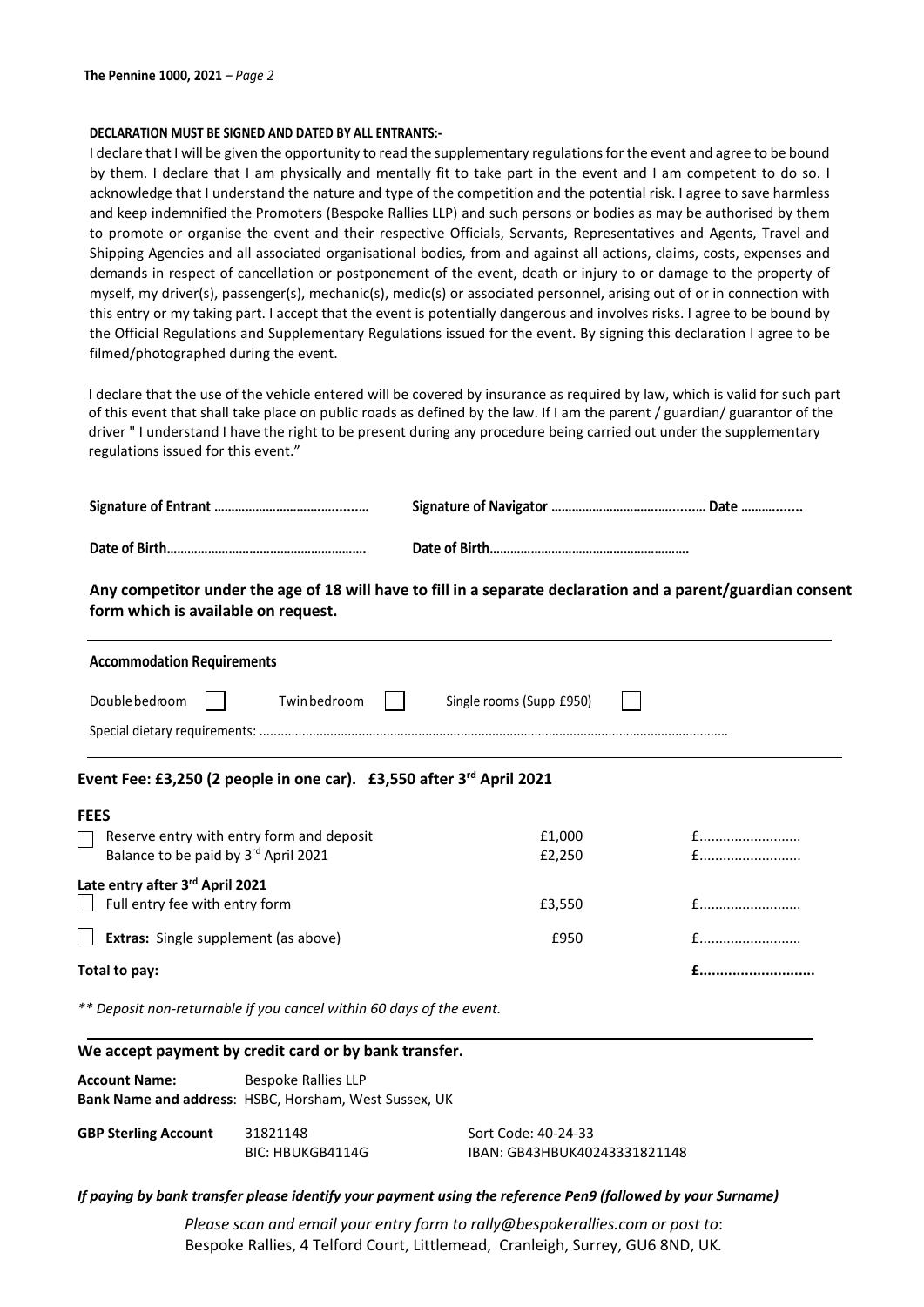**DECLARATION MUST BE SIGNED AND DATED BY ALL ENTRANTS:-**

I declare that I will be given the opportunity to read the supplementary regulations for the event and agree to be bound by them. I declare that I am physically and mentally fit to take part in the event and I am competent to do so. I acknowledge that I understand the nature and type of the competition and the potential risk. I agree to save harmless and keep indemnified the Promoters (Bespoke Rallies LLP) and such persons or bodies as may be authorised by them to promote or organise the event and their respective Officials, Servants, Representatives and Agents, Travel and Shipping Agencies and all associated organisational bodies, from and against all actions, claims, costs, expenses and demands in respect of cancellation or postponement of the event, death or injury to or damage to the property of myself, my driver(s), passenger(s), mechanic(s), medic(s) or associated personnel, arising out of or in connection with this entry or my taking part. I accept that the event is potentially dangerous and involves risks. I agree to be bound by the Official Regulations and Supplementary Regulations issued for the event. By signing this declaration I agree to be filmed/photographed during the event.

I declare that the use of the vehicle entered will be covered by insurance as required by law, which is valid for such part of this event that shall take place on public roads as defined by the law. If I am the parent / guardian/ guarantor of the driver " I understand I have the right to be present during any procedure being carried out under the supplementary regulations issued for this event."

**Signature of Entrant ……………………………........** **Signature of Navigator ……………………………......… Date …………......**

**Date of Birth………………………………………………….** **Date of Birth………………………………………………….**

**Any competitor under the age of 18 will have to fill in a separate declaration and a parent/guardian consent form which is available on request.**

**Accommodation Requirements**

Double bedroom ☐ Twin bedroom ☐ Single rooms (Supp £950) ☐

Special dietary requirements: ..............................................................................................................................

**Event Fee: £3,250 (2 people in one car). £3,550 after 3rd April 2021**

**FEES**

| | | |
|---|---|---|
| ☐ Reserve entry with entry form and deposit | £1,000 | £.......................... |
| Balance to be paid by 3rd April 2021 | £2,250 | £.......................... |
| **Late entry after 3rd April 2021** | | |
| ☐ Full entry fee with entry form | £3,550 | £.......................... |
| ☐ **Extras:** Single supplement (as above) | £950 | £.......................... |
| **Total to pay:** | | **£..........................** |

*\*\* Deposit non-returnable if you cancel within 60 days of the event.*

**We accept payment by credit card or by bank transfer.**

**Account Name:** Bespoke Rallies LLP
**Bank Name and address**: HSBC, Horsham, West Sussex, UK

| | | |
|---|---|---|
| **GBP Sterling Account** | 31821148 | Sort Code: 40-24-33 |
| | BIC: HBUKGB4114G | IBAN: GB43HBUK40243331821148 |

***If paying by bank transfer please identify your payment using the reference Pen9 (followed by your Surname)***

*Please scan and email your entry form to rally@bespokerallies.com or post to*:
Bespoke Rallies, 4 Telford Court, Littlemead, Cranleigh, Surrey, GU6 8ND, UK.